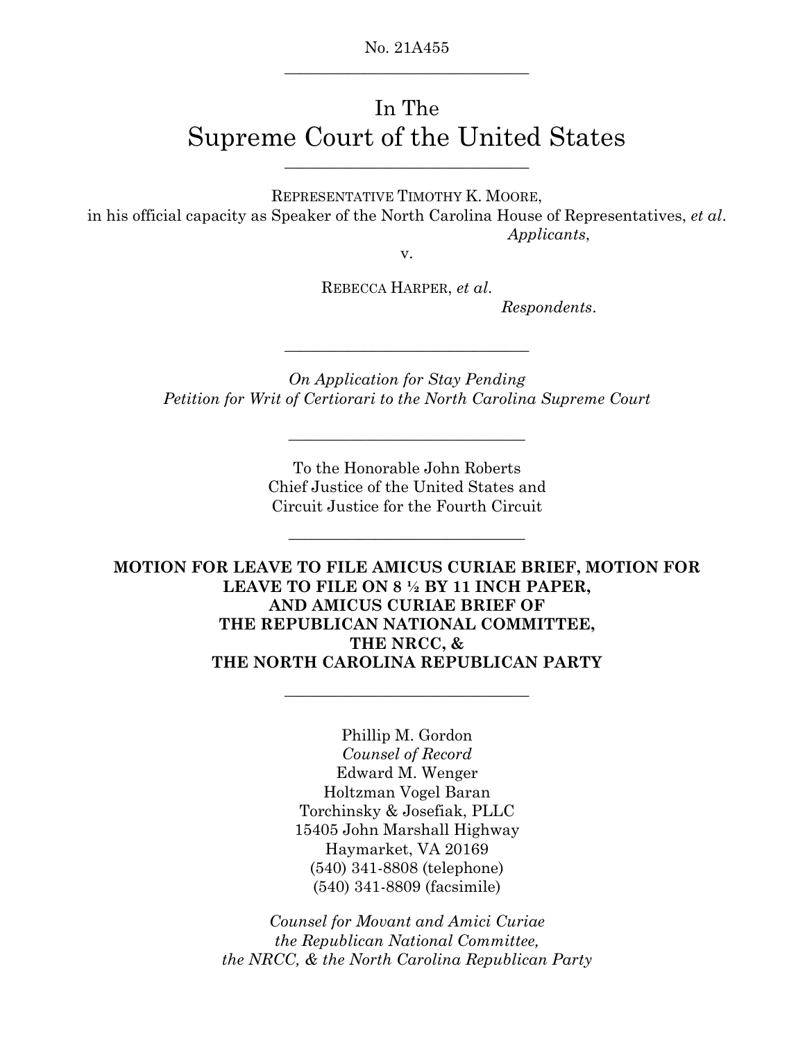No. 21A455

---

# In The
# Supreme Court of the United States

---

REPRESENTATIVE TIMOTHY K. MOORE,
in his official capacity as Speaker of the North Carolina House of Representatives, *et al*.
*Applicants*,

v.

REBECCA HARPER, *et al*.
*Respondents*.

---

*On Application for Stay Pending*
*Petition for Writ of Certiorari to the North Carolina Supreme Court*

---

To the Honorable John Roberts
Chief Justice of the United States and
Circuit Justice for the Fourth Circuit

---

**MOTION FOR LEAVE TO FILE AMICUS CURIAE BRIEF, MOTION FOR LEAVE TO FILE ON 8 ½ BY 11 INCH PAPER, AND AMICUS CURIAE BRIEF OF THE REPUBLICAN NATIONAL COMMITTEE, THE NRCC, & THE NORTH CAROLINA REPUBLICAN PARTY**

---

Phillip M. Gordon
*Counsel of Record*
Edward M. Wenger
Holtzman Vogel Baran
Torchinsky & Josefiak, PLLC
15405 John Marshall Highway
Haymarket, VA 20169
(540) 341-8808 (telephone)
(540) 341-8809 (facsimile)

*Counsel for Movant and Amici Curiae*
*the Republican National Committee,*
*the NRCC, & the North Carolina Republican Party*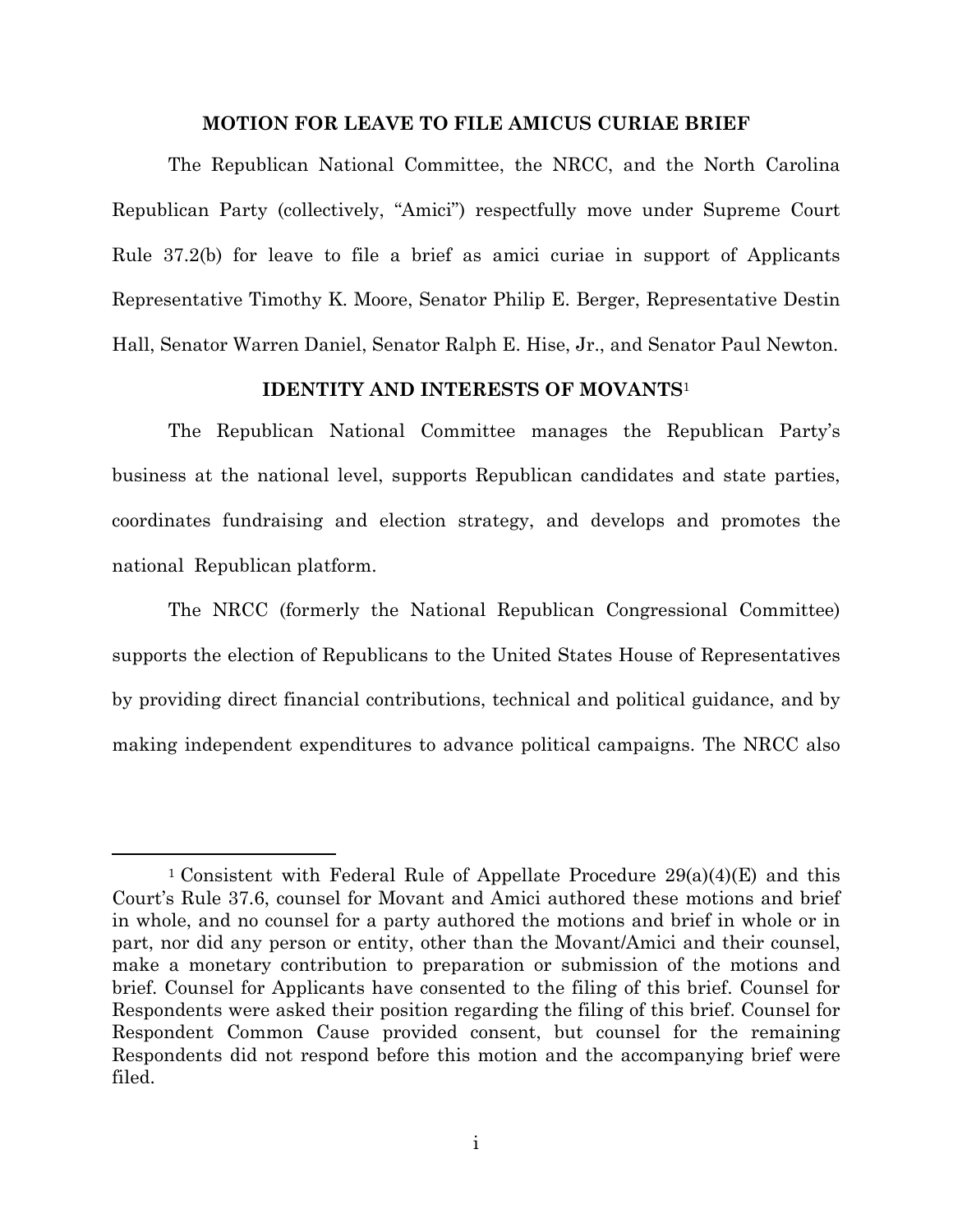## MOTION FOR LEAVE TO FILE AMICUS CURIAE BRIEF

The Republican National Committee, the NRCC, and the North Carolina Republican Party (collectively, "Amici") respectfully move under Supreme Court Rule 37.2(b) for leave to file a brief as amici curiae in support of Applicants Representative Timothy K. Moore, Senator Philip E. Berger, Representative Destin Hall, Senator Warren Daniel, Senator Ralph E. Hise, Jr., and Senator Paul Newton.

## IDENTITY AND INTERESTS OF MOVANTS[1]

The Republican National Committee manages the Republican Party's business at the national level, supports Republican candidates and state parties, coordinates fundraising and election strategy, and develops and promotes the national Republican platform.

The NRCC (formerly the National Republican Congressional Committee) supports the election of Republicans to the United States House of Representatives by providing direct financial contributions, technical and political guidance, and by making independent expenditures to advance political campaigns. The NRCC also

[1] Consistent with Federal Rule of Appellate Procedure 29(a)(4)(E) and this Court's Rule 37.6, counsel for Movant and Amici authored these motions and brief in whole, and no counsel for a party authored the motions and brief in whole or in part, nor did any person or entity, other than the Movant/Amici and their counsel, make a monetary contribution to preparation or submission of the motions and brief. Counsel for Applicants have consented to the filing of this brief. Counsel for Respondents were asked their position regarding the filing of this brief. Counsel for Respondent Common Cause provided consent, but counsel for the remaining Respondents did not respond before this motion and the accompanying brief were filed.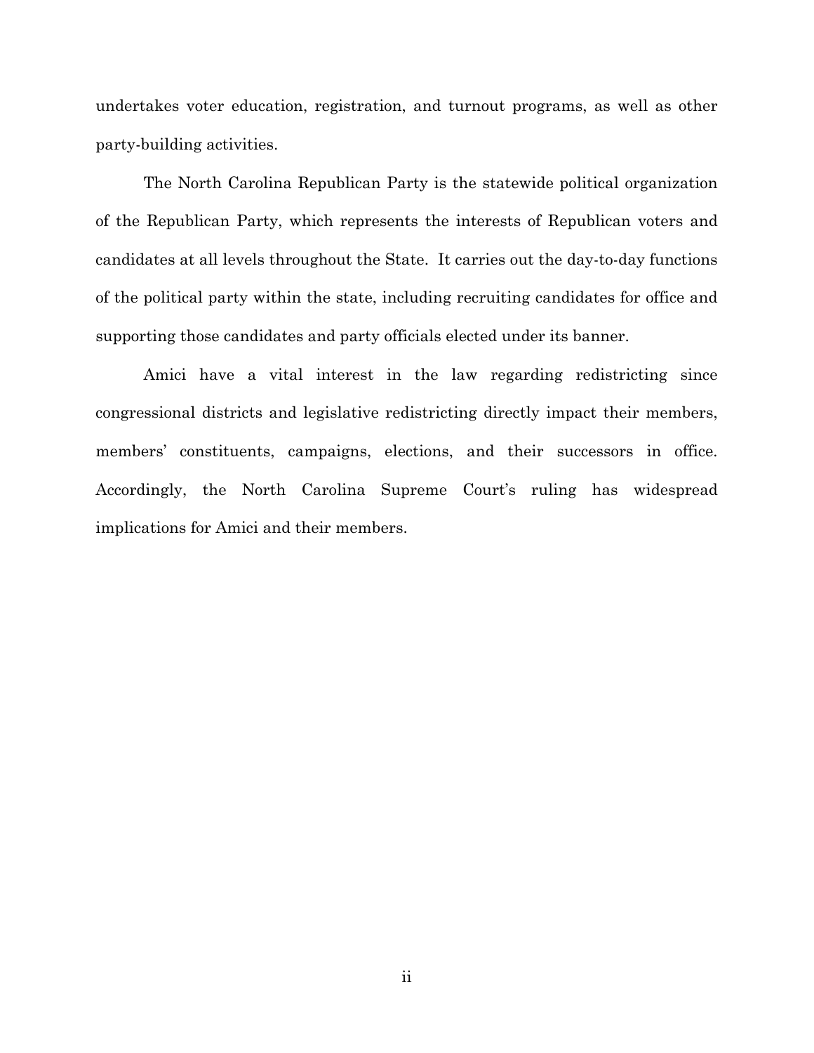undertakes voter education, registration, and turnout programs, as well as other party-building activities.

The North Carolina Republican Party is the statewide political organization of the Republican Party, which represents the interests of Republican voters and candidates at all levels throughout the State. It carries out the day-to-day functions of the political party within the state, including recruiting candidates for office and supporting those candidates and party officials elected under its banner.

Amici have a vital interest in the law regarding redistricting since congressional districts and legislative redistricting directly impact their members, members' constituents, campaigns, elections, and their successors in office. Accordingly, the North Carolina Supreme Court's ruling has widespread implications for Amici and their members.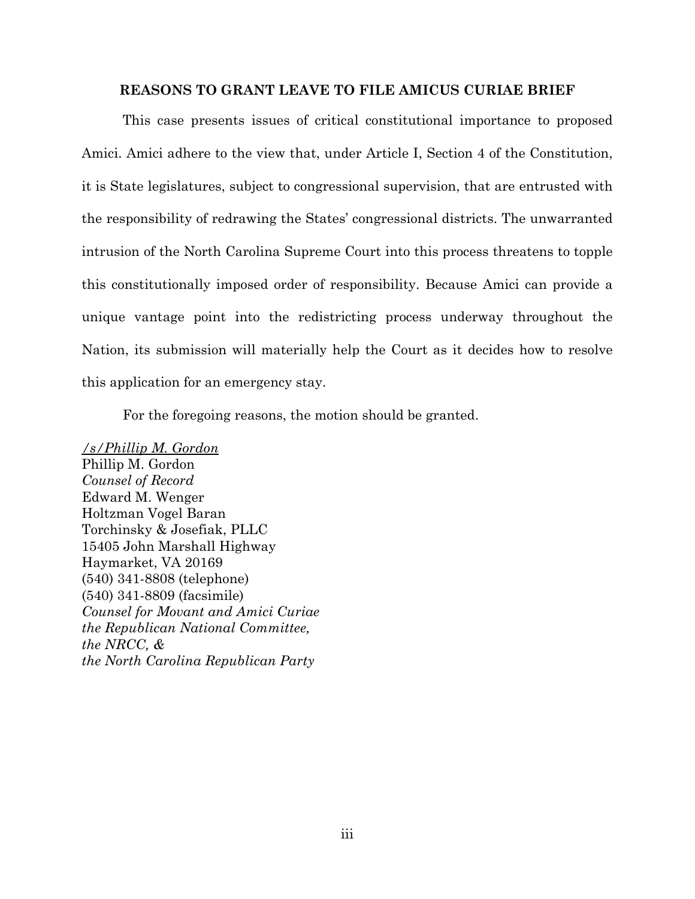## REASONS TO GRANT LEAVE TO FILE AMICUS CURIAE BRIEF

This case presents issues of critical constitutional importance to proposed Amici. Amici adhere to the view that, under Article I, Section 4 of the Constitution, it is State legislatures, subject to congressional supervision, that are entrusted with the responsibility of redrawing the States' congressional districts. The unwarranted intrusion of the North Carolina Supreme Court into this process threatens to topple this constitutionally imposed order of responsibility. Because Amici can provide a unique vantage point into the redistricting process underway throughout the Nation, its submission will materially help the Court as it decides how to resolve this application for an emergency stay.

For the foregoing reasons, the motion should be granted.

*/s/Phillip M. Gordon*
Phillip M. Gordon
*Counsel of Record*
Edward M. Wenger
Holtzman Vogel Baran
Torchinsky & Josefiak, PLLC
15405 John Marshall Highway
Haymarket, VA 20169
(540) 341-8808 (telephone)
(540) 341-8809 (facsimile)
*Counsel for Movant and Amici Curiae*
*the Republican National Committee,*
*the NRCC, &*
*the North Carolina Republican Party*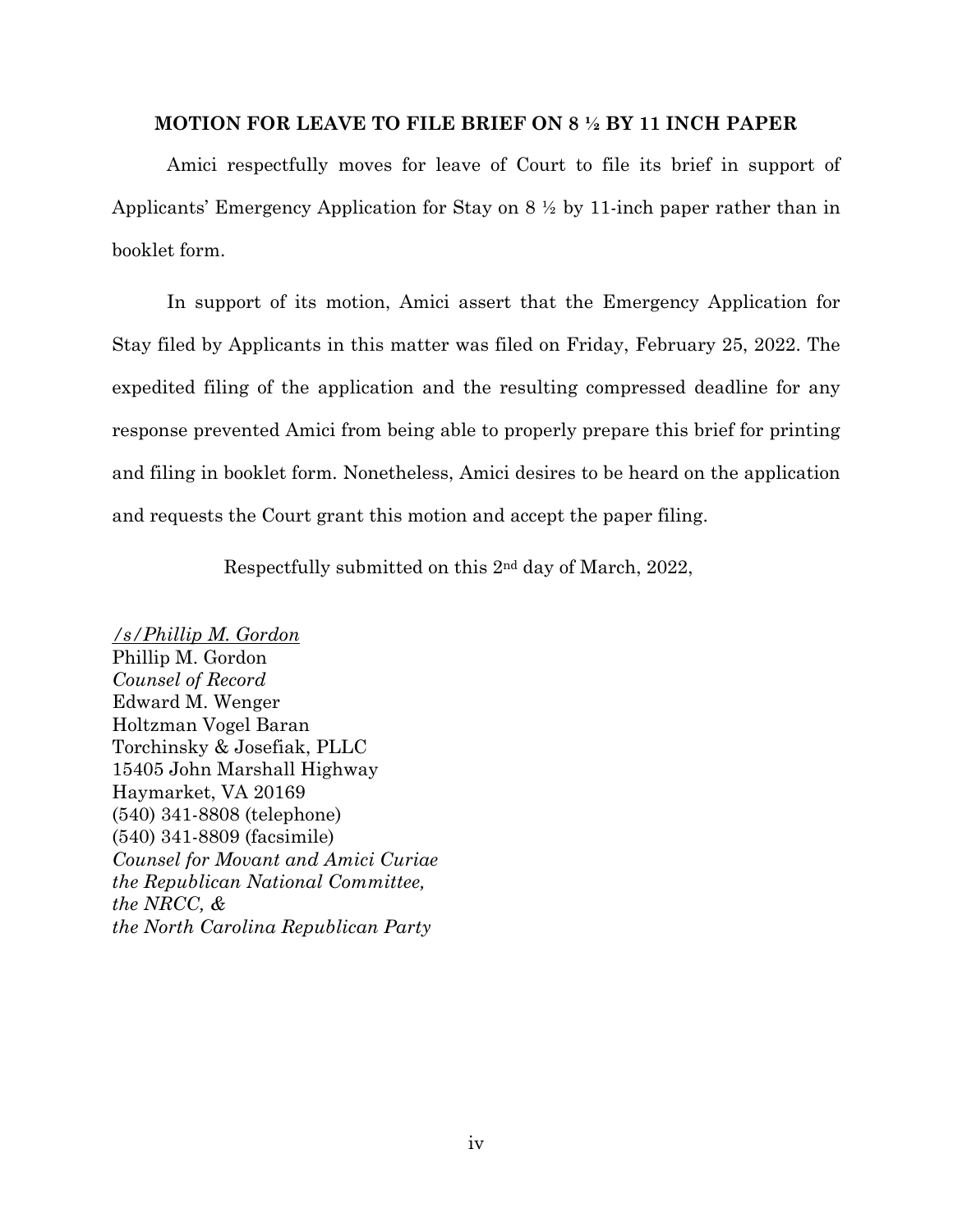**MOTION FOR LEAVE TO FILE BRIEF ON 8 ½ BY 11 INCH PAPER**

Amici respectfully moves for leave of Court to file its brief in support of Applicants' Emergency Application for Stay on 8 ½ by 11-inch paper rather than in booklet form.

In support of its motion, Amici assert that the Emergency Application for Stay filed by Applicants in this matter was filed on Friday, February 25, 2022. The expedited filing of the application and the resulting compressed deadline for any response prevented Amici from being able to properly prepare this brief for printing and filing in booklet form. Nonetheless, Amici desires to be heard on the application and requests the Court grant this motion and accept the paper filing.

Respectfully submitted on this 2nd day of March, 2022,

*/s/Phillip M. Gordon*
Phillip M. Gordon
*Counsel of Record*
Edward M. Wenger
Holtzman Vogel Baran
Torchinsky & Josefiak, PLLC
15405 John Marshall Highway
Haymarket, VA 20169
(540) 341-8808 (telephone)
(540) 341-8809 (facsimile)
*Counsel for Movant and Amici Curiae*
*the Republican National Committee,*
*the NRCC, &*
*the North Carolina Republican Party*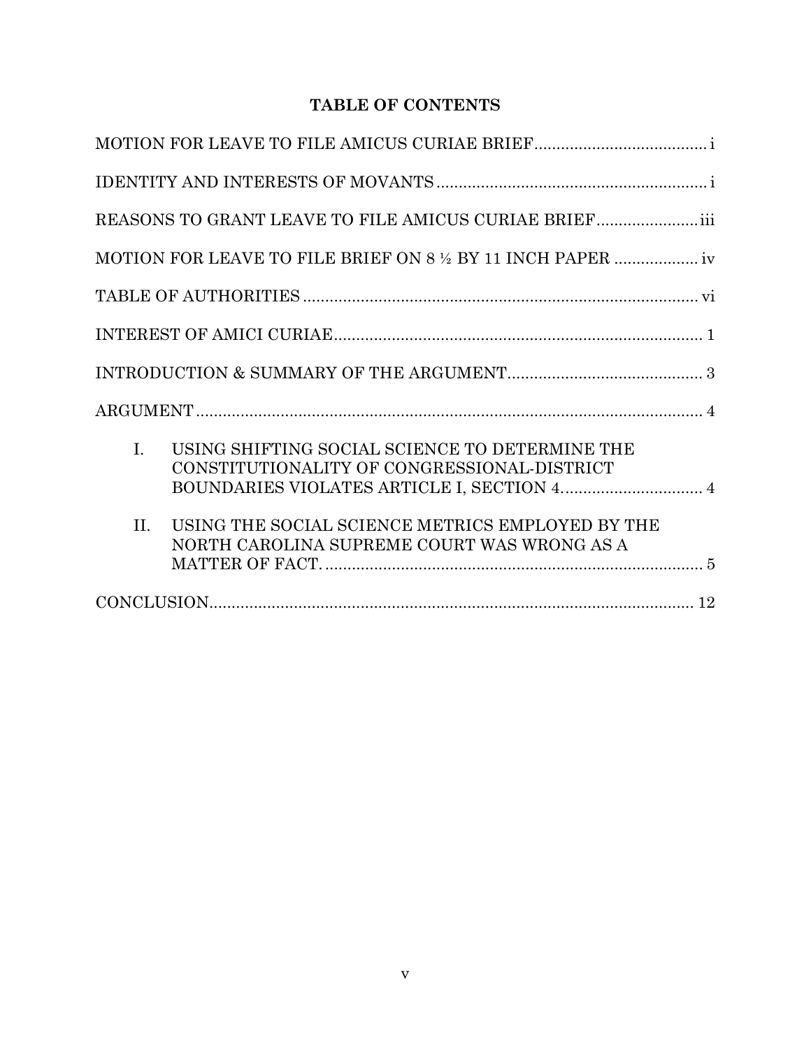# TABLE OF CONTENTS

MOTION FOR LEAVE TO FILE AMICUS CURIAE BRIEF ....................................... i

IDENTITY AND INTERESTS OF MOVANTS ............................................................. i

REASONS TO GRANT LEAVE TO FILE AMICUS CURIAE BRIEF ....................... iii

MOTION FOR LEAVE TO FILE BRIEF ON 8 ½ BY 11 INCH PAPER ................... iv

TABLE OF AUTHORITIES ......................................................................................... vi

INTEREST OF AMICI CURIAE .................................................................................. 1

INTRODUCTION & SUMMARY OF THE ARGUMENT ............................................ 3

ARGUMENT ................................................................................................................. 4

I. USING SHIFTING SOCIAL SCIENCE TO DETERMINE THE CONSTITUTIONALITY OF CONGRESSIONAL-DISTRICT BOUNDARIES VIOLATES ARTICLE I, SECTION 4. ............................... 4

II. USING THE SOCIAL SCIENCE METRICS EMPLOYED BY THE NORTH CAROLINA SUPREME COURT WAS WRONG AS A MATTER OF FACT. ...................................................................................... 5

CONCLUSION ............................................................................................................. 12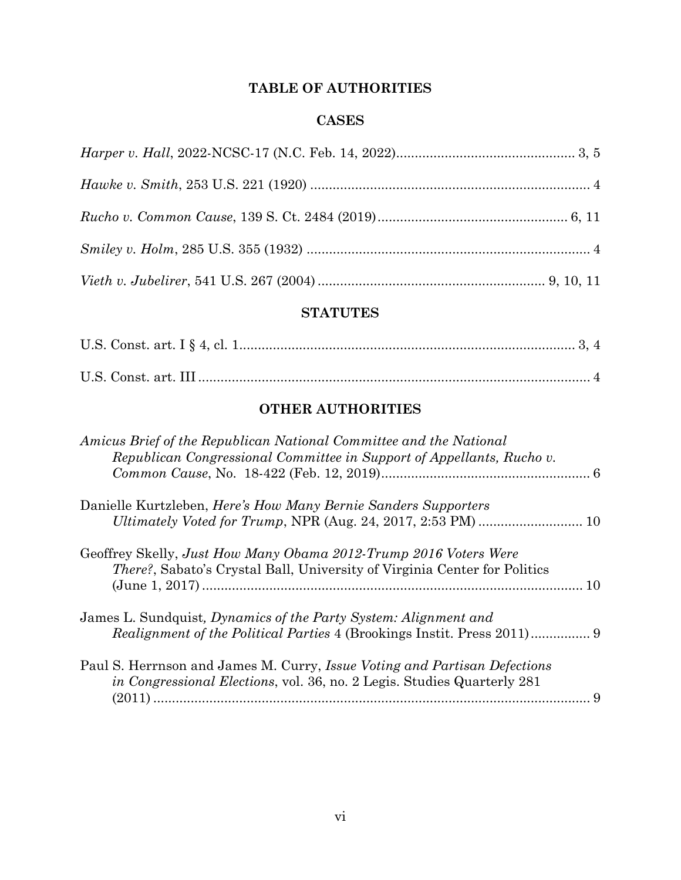# TABLE OF AUTHORITIES

## CASES

*Harper v. Hall*, 2022-NCSC-17 (N.C. Feb. 14, 2022)................................................ 3, 5

*Hawke v. Smith*, 253 U.S. 221 (1920) ........................................................................... 4

*Rucho v. Common Cause*, 139 S. Ct. 2484 (2019).................................................. 6, 11

*Smiley v. Holm*, 285 U.S. 355 (1932) ............................................................................ 4

*Vieth v. Jubelirer*, 541 U.S. 267 (2004) ............................................................ 9, 10, 11

## STATUTES

U.S. Const. art. I § 4, cl. 1......................................................................................... 3, 4

U.S. Const. art. III ......................................................................................................... 4

## OTHER AUTHORITIES

*Amicus Brief of the Republican National Committee and the National Republican Congressional Committee in Support of Appellants, Rucho v. Common Cause*, No. 18-422 (Feb. 12, 2019)........................................................ 6

Danielle Kurtzleben, *Here's How Many Bernie Sanders Supporters Ultimately Voted for Trump*, NPR (Aug. 24, 2017, 2:53 PM) ........................... 10

Geoffrey Skelly, *Just How Many Obama 2012-Trump 2016 Voters Were There?*, Sabato's Crystal Ball, University of Virginia Center for Politics (June 1, 2017) ...................................................................................................... 10

James L. Sundquist*, Dynamics of the Party System: Alignment and Realignment of the Political Parties* 4 (Brookings Instit. Press 2011)................ 9

Paul S. Herrnson and James M. Curry, *Issue Voting and Partisan Defections in Congressional Elections*, vol. 36, no. 2 Legis. Studies Quarterly 281 (2011) ...................................................................................................................... 9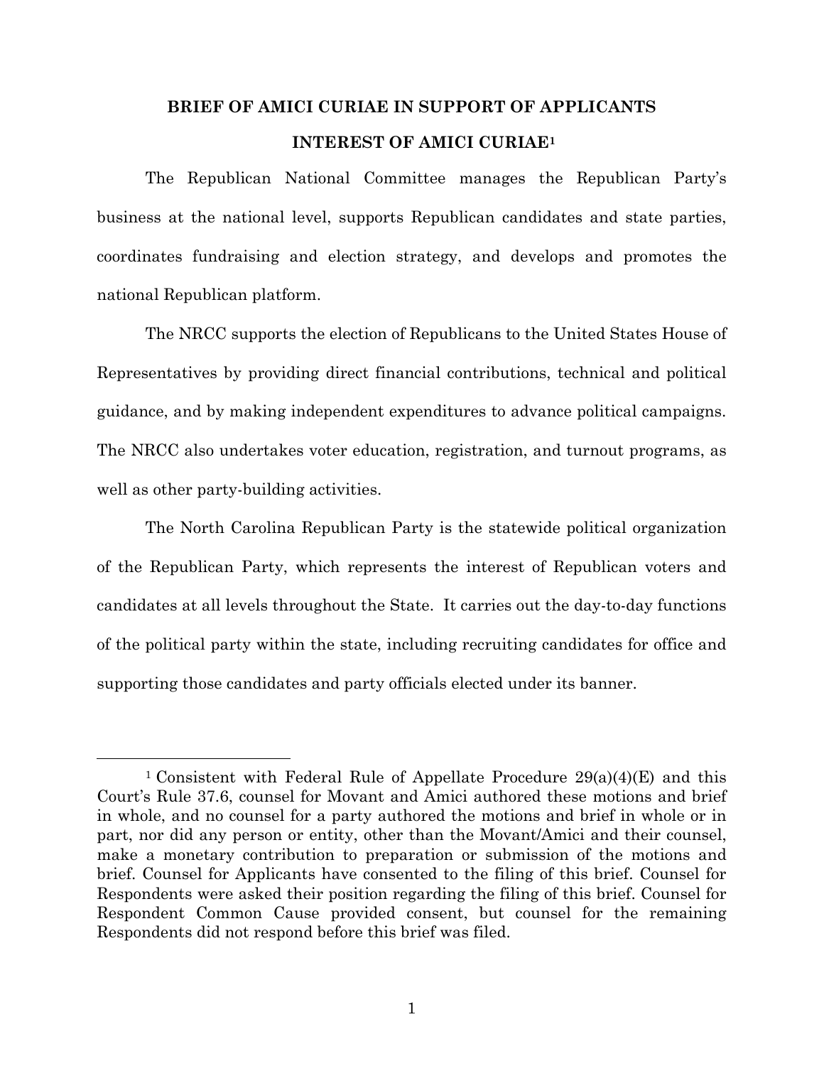## BRIEF OF AMICI CURIAE IN SUPPORT OF APPLICANTS

## INTEREST OF AMICI CURIAE[1]

The Republican National Committee manages the Republican Party's business at the national level, supports Republican candidates and state parties, coordinates fundraising and election strategy, and develops and promotes the national Republican platform.

The NRCC supports the election of Republicans to the United States House of Representatives by providing direct financial contributions, technical and political guidance, and by making independent expenditures to advance political campaigns. The NRCC also undertakes voter education, registration, and turnout programs, as well as other party-building activities.

The North Carolina Republican Party is the statewide political organization of the Republican Party, which represents the interest of Republican voters and candidates at all levels throughout the State. It carries out the day-to-day functions of the political party within the state, including recruiting candidates for office and supporting those candidates and party officials elected under its banner.

---

[1] Consistent with Federal Rule of Appellate Procedure 29(a)(4)(E) and this Court's Rule 37.6, counsel for Movant and Amici authored these motions and brief in whole, and no counsel for a party authored the motions and brief in whole or in part, nor did any person or entity, other than the Movant/Amici and their counsel, make a monetary contribution to preparation or submission of the motions and brief. Counsel for Applicants have consented to the filing of this brief. Counsel for Respondents were asked their position regarding the filing of this brief. Counsel for Respondent Common Cause provided consent, but counsel for the remaining Respondents did not respond before this brief was filed.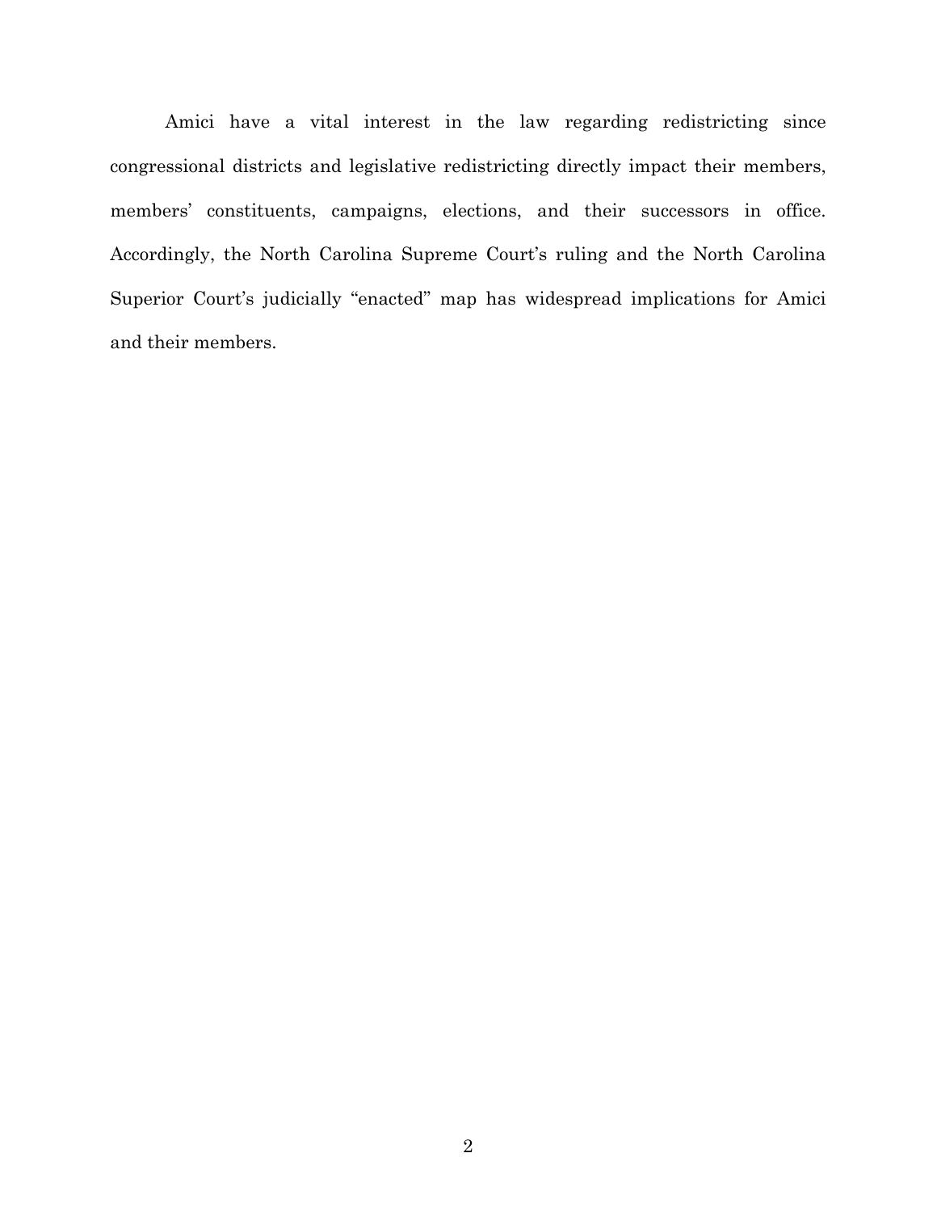Amici have a vital interest in the law regarding redistricting since congressional districts and legislative redistricting directly impact their members, members' constituents, campaigns, elections, and their successors in office. Accordingly, the North Carolina Supreme Court's ruling and the North Carolina Superior Court's judicially "enacted" map has widespread implications for Amici and their members.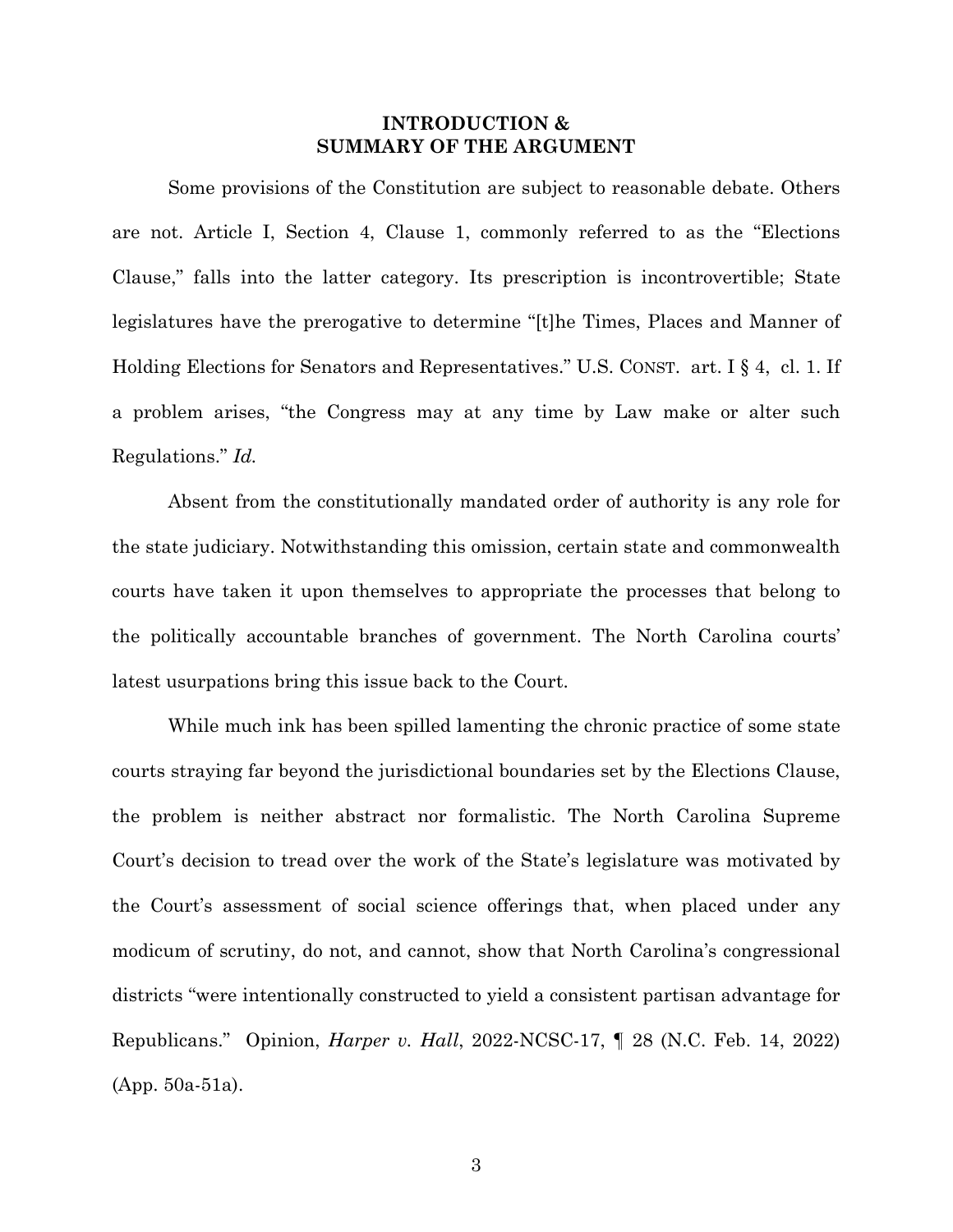## INTRODUCTION & SUMMARY OF THE ARGUMENT

Some provisions of the Constitution are subject to reasonable debate. Others are not. Article I, Section 4, Clause 1, commonly referred to as the "Elections Clause," falls into the latter category. Its prescription is incontrovertible; State legislatures have the prerogative to determine "[t]he Times, Places and Manner of Holding Elections for Senators and Representatives." U.S. CONST. art. I § 4, cl. 1. If a problem arises, "the Congress may at any time by Law make or alter such Regulations." *Id.*

Absent from the constitutionally mandated order of authority is any role for the state judiciary. Notwithstanding this omission, certain state and commonwealth courts have taken it upon themselves to appropriate the processes that belong to the politically accountable branches of government. The North Carolina courts' latest usurpations bring this issue back to the Court.

While much ink has been spilled lamenting the chronic practice of some state courts straying far beyond the jurisdictional boundaries set by the Elections Clause, the problem is neither abstract nor formalistic. The North Carolina Supreme Court's decision to tread over the work of the State's legislature was motivated by the Court's assessment of social science offerings that, when placed under any modicum of scrutiny, do not, and cannot, show that North Carolina's congressional districts "were intentionally constructed to yield a consistent partisan advantage for Republicans." Opinion, *Harper v. Hall*, 2022-NCSC-17, ¶ 28 (N.C. Feb. 14, 2022) (App. 50a-51a).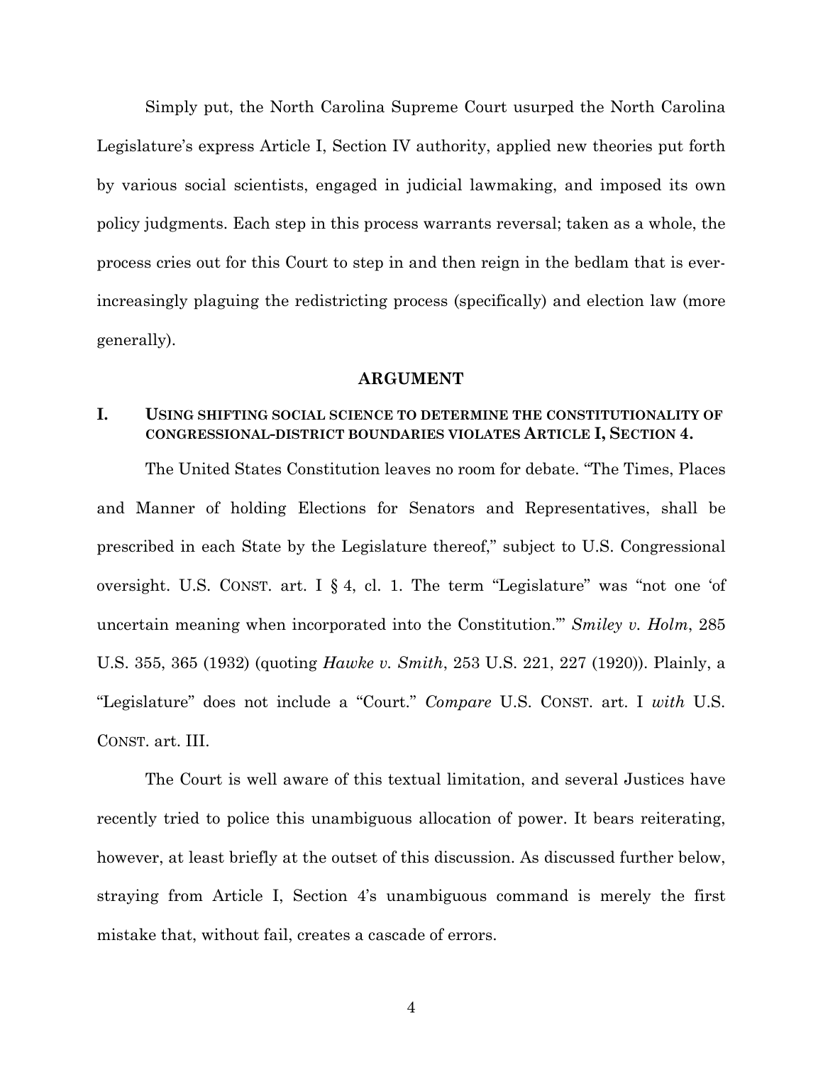Simply put, the North Carolina Supreme Court usurped the North Carolina Legislature's express Article I, Section IV authority, applied new theories put forth by various social scientists, engaged in judicial lawmaking, and imposed its own policy judgments. Each step in this process warrants reversal; taken as a whole, the process cries out for this Court to step in and then reign in the bedlam that is ever-increasingly plaguing the redistricting process (specifically) and election law (more generally).

## ARGUMENT

### I. USING SHIFTING SOCIAL SCIENCE TO DETERMINE THE CONSTITUTIONALITY OF CONGRESSIONAL-DISTRICT BOUNDARIES VIOLATES ARTICLE I, SECTION 4.

The United States Constitution leaves no room for debate. "The Times, Places and Manner of holding Elections for Senators and Representatives, shall be prescribed in each State by the Legislature thereof," subject to U.S. Congressional oversight. U.S. CONST. art. I § 4, cl. 1. The term "Legislature" was "not one 'of uncertain meaning when incorporated into the Constitution.'" *Smiley v. Holm*, 285 U.S. 355, 365 (1932) (quoting *Hawke v. Smith*, 253 U.S. 221, 227 (1920)). Plainly, a "Legislature" does not include a "Court." *Compare* U.S. CONST. art. I *with* U.S. CONST. art. III.

The Court is well aware of this textual limitation, and several Justices have recently tried to police this unambiguous allocation of power. It bears reiterating, however, at least briefly at the outset of this discussion. As discussed further below, straying from Article I, Section 4's unambiguous command is merely the first mistake that, without fail, creates a cascade of errors.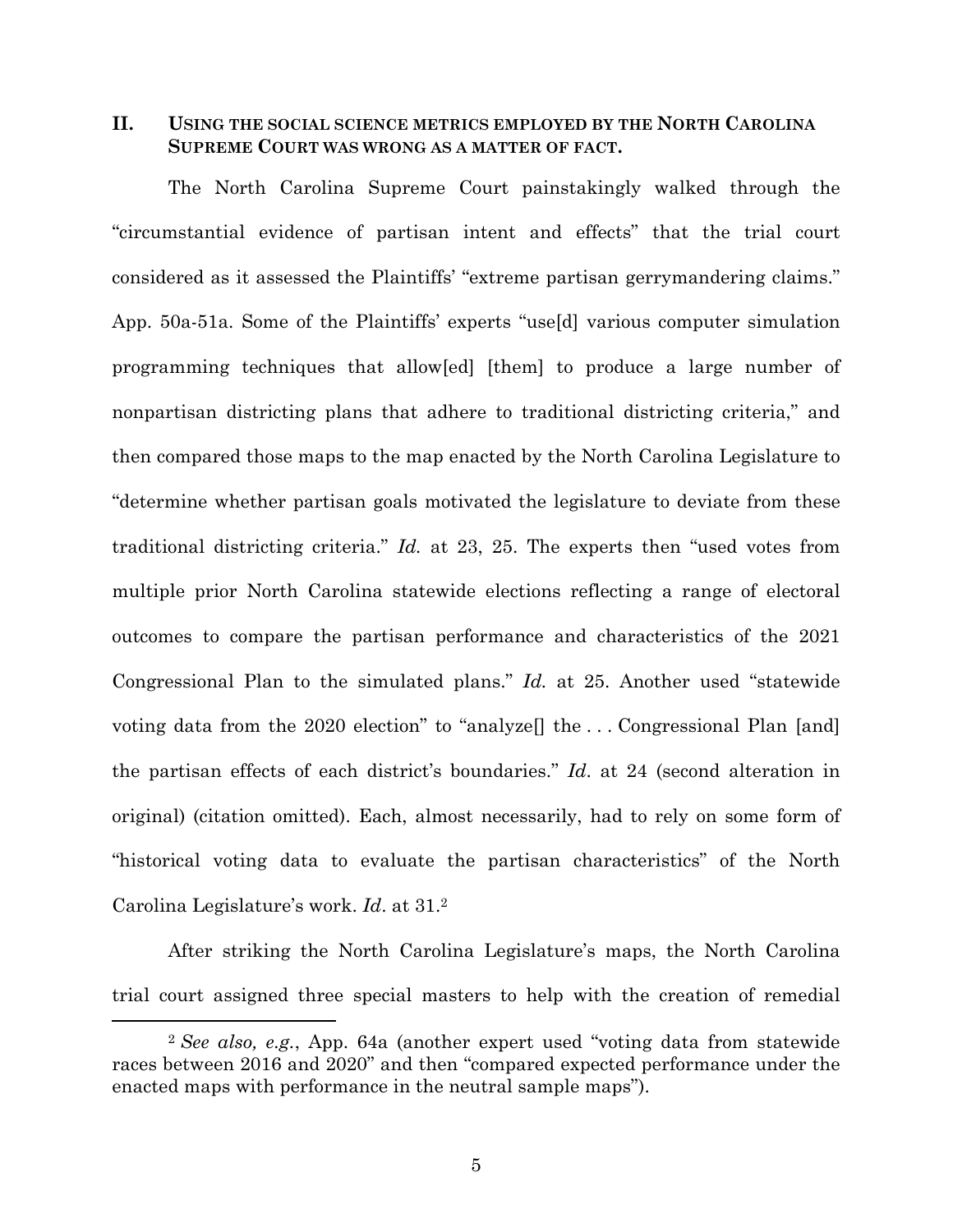## II. USING THE SOCIAL SCIENCE METRICS EMPLOYED BY THE NORTH CAROLINA SUPREME COURT WAS WRONG AS A MATTER OF FACT.

The North Carolina Supreme Court painstakingly walked through the "circumstantial evidence of partisan intent and effects" that the trial court considered as it assessed the Plaintiffs' "extreme partisan gerrymandering claims." App. 50a-51a. Some of the Plaintiffs' experts "use[d] various computer simulation programming techniques that allow[ed] [them] to produce a large number of nonpartisan districting plans that adhere to traditional districting criteria," and then compared those maps to the map enacted by the North Carolina Legislature to "determine whether partisan goals motivated the legislature to deviate from these traditional districting criteria." *Id.* at 23, 25. The experts then "used votes from multiple prior North Carolina statewide elections reflecting a range of electoral outcomes to compare the partisan performance and characteristics of the 2021 Congressional Plan to the simulated plans." *Id.* at 25. Another used "statewide voting data from the 2020 election" to "analyze[] the . . . Congressional Plan [and] the partisan effects of each district's boundaries." *Id*. at 24 (second alteration in original) (citation omitted). Each, almost necessarily, had to rely on some form of "historical voting data to evaluate the partisan characteristics" of the North Carolina Legislature's work. *Id*. at 31.[2]

After striking the North Carolina Legislature's maps, the North Carolina trial court assigned three special masters to help with the creation of remedial

---

[2] *See also, e.g.*, App. 64a (another expert used "voting data from statewide races between 2016 and 2020" and then "compared expected performance under the enacted maps with performance in the neutral sample maps").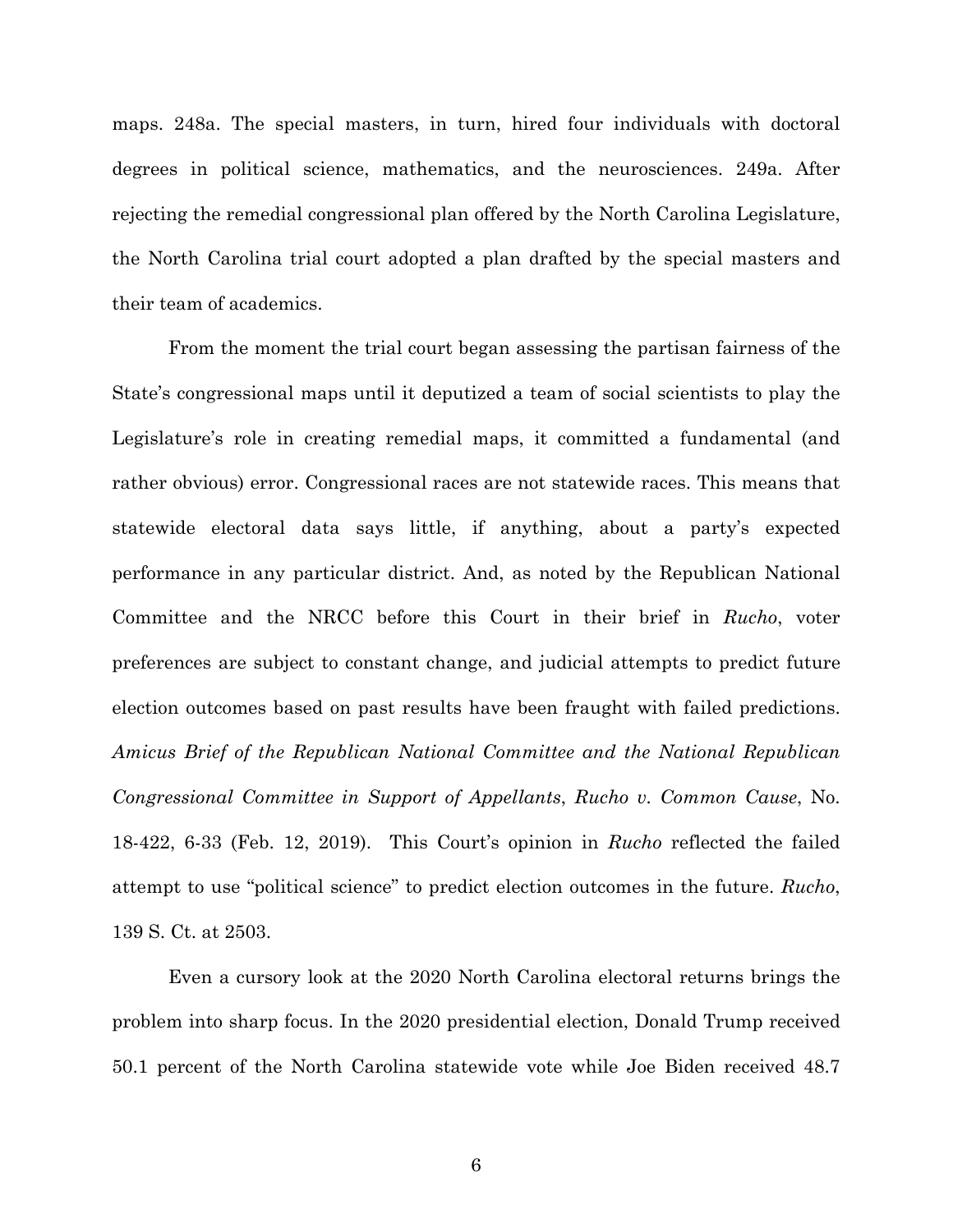maps. 248a. The special masters, in turn, hired four individuals with doctoral degrees in political science, mathematics, and the neurosciences. 249a. After rejecting the remedial congressional plan offered by the North Carolina Legislature, the North Carolina trial court adopted a plan drafted by the special masters and their team of academics.

From the moment the trial court began assessing the partisan fairness of the State's congressional maps until it deputized a team of social scientists to play the Legislature's role in creating remedial maps, it committed a fundamental (and rather obvious) error. Congressional races are not statewide races. This means that statewide electoral data says little, if anything, about a party's expected performance in any particular district. And, as noted by the Republican National Committee and the NRCC before this Court in their brief in *Rucho*, voter preferences are subject to constant change, and judicial attempts to predict future election outcomes based on past results have been fraught with failed predictions. *Amicus Brief of the Republican National Committee and the National Republican Congressional Committee in Support of Appellants*, *Rucho v. Common Cause*, No. 18-422, 6-33 (Feb. 12, 2019). This Court's opinion in *Rucho* reflected the failed attempt to use "political science" to predict election outcomes in the future. *Rucho*, 139 S. Ct. at 2503.

Even a cursory look at the 2020 North Carolina electoral returns brings the problem into sharp focus. In the 2020 presidential election, Donald Trump received 50.1 percent of the North Carolina statewide vote while Joe Biden received 48.7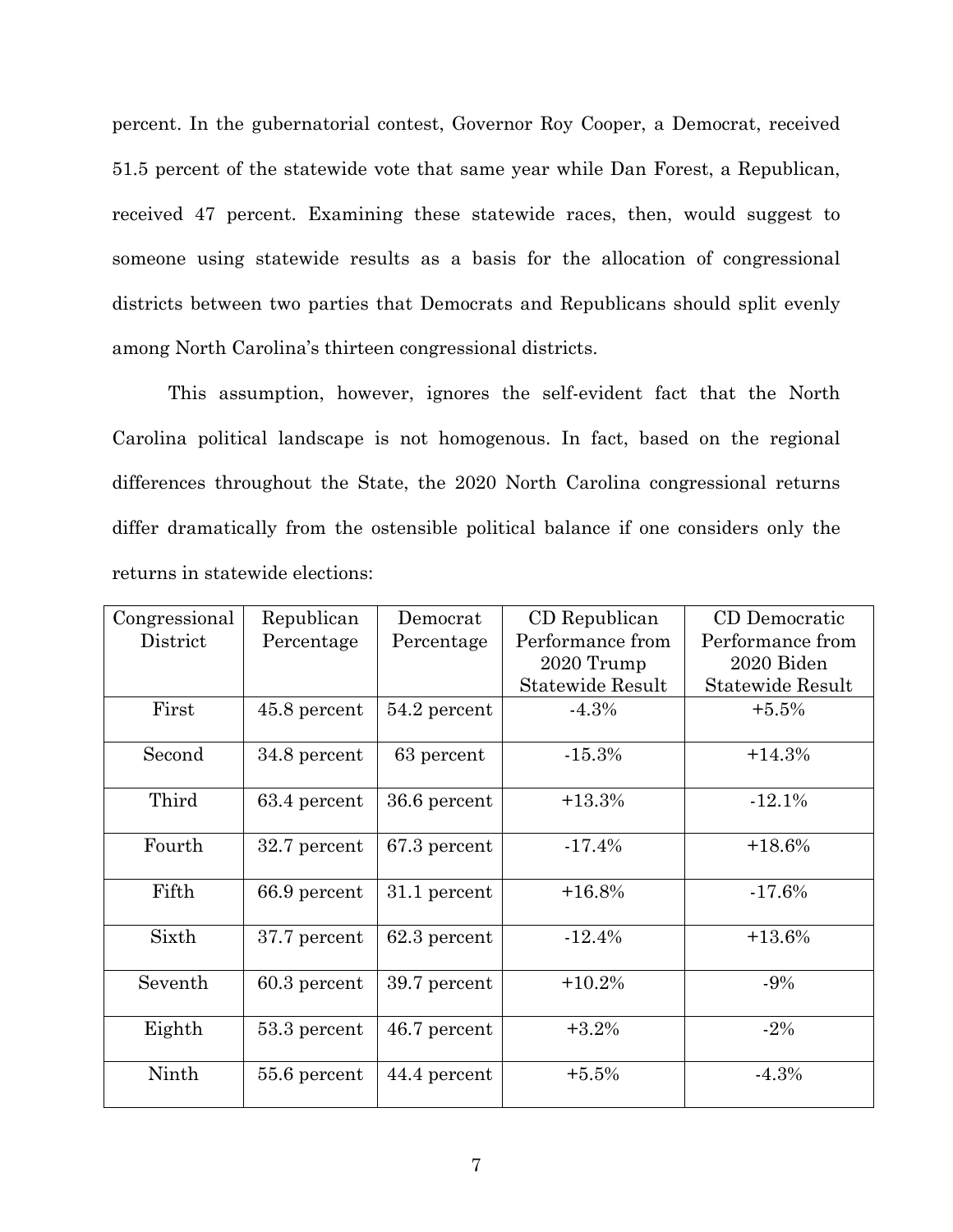percent. In the gubernatorial contest, Governor Roy Cooper, a Democrat, received 51.5 percent of the statewide vote that same year while Dan Forest, a Republican, received 47 percent. Examining these statewide races, then, would suggest to someone using statewide results as a basis for the allocation of congressional districts between two parties that Democrats and Republicans should split evenly among North Carolina's thirteen congressional districts.

This assumption, however, ignores the self-evident fact that the North Carolina political landscape is not homogenous. In fact, based on the regional differences throughout the State, the 2020 North Carolina congressional returns differ dramatically from the ostensible political balance if one considers only the returns in statewide elections:

| Congressional District | Republican Percentage | Democrat Percentage | CD Republican Performance from 2020 Trump Statewide Result | CD Democratic Performance from 2020 Biden Statewide Result |
|---|---|---|---|---|
| First | 45.8 percent | 54.2 percent | -4.3% | +5.5% |
| Second | 34.8 percent | 63 percent | -15.3% | +14.3% |
| Third | 63.4 percent | 36.6 percent | +13.3% | -12.1% |
| Fourth | 32.7 percent | 67.3 percent | -17.4% | +18.6% |
| Fifth | 66.9 percent | 31.1 percent | +16.8% | -17.6% |
| Sixth | 37.7 percent | 62.3 percent | -12.4% | +13.6% |
| Seventh | 60.3 percent | 39.7 percent | +10.2% | -9% |
| Eighth | 53.3 percent | 46.7 percent | +3.2% | -2% |
| Ninth | 55.6 percent | 44.4 percent | +5.5% | -4.3% |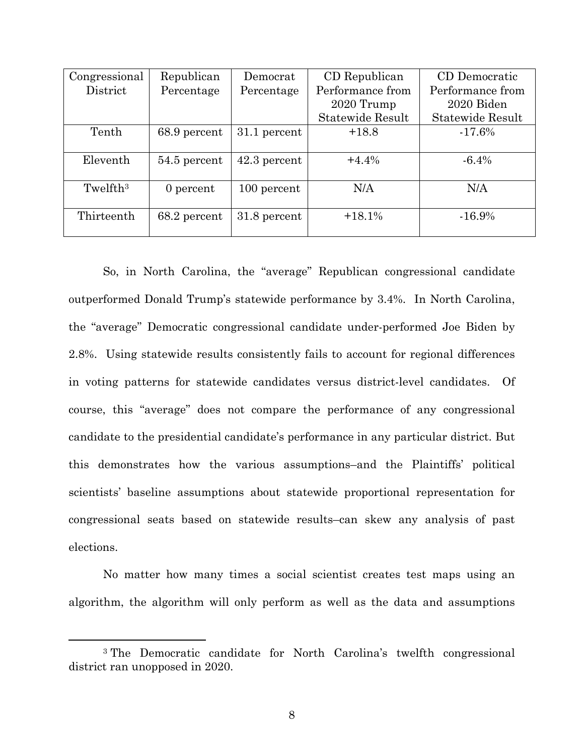| Congressional District | Republican Percentage | Democrat Percentage | CD Republican Performance from 2020 Trump Statewide Result | CD Democratic Performance from 2020 Biden Statewide Result |
|---|---|---|---|---|
| Tenth | 68.9 percent | 31.1 percent | +18.8 | -17.6% |
| Eleventh | 54.5 percent | 42.3 percent | +4.4% | -6.4% |
| Twelfth[3] | 0 percent | 100 percent | N/A | N/A |
| Thirteenth | 68.2 percent | 31.8 percent | +18.1% | -16.9% |

So, in North Carolina, the "average" Republican congressional candidate outperformed Donald Trump's statewide performance by 3.4%. In North Carolina, the "average" Democratic congressional candidate under-performed Joe Biden by 2.8%. Using statewide results consistently fails to account for regional differences in voting patterns for statewide candidates versus district-level candidates. Of course, this "average" does not compare the performance of any congressional candidate to the presidential candidate's performance in any particular district. But this demonstrates how the various assumptions–and the Plaintiffs' political scientists' baseline assumptions about statewide proportional representation for congressional seats based on statewide results–can skew any analysis of past elections.

No matter how many times a social scientist creates test maps using an algorithm, the algorithm will only perform as well as the data and assumptions

[3] The Democratic candidate for North Carolina's twelfth congressional district ran unopposed in 2020.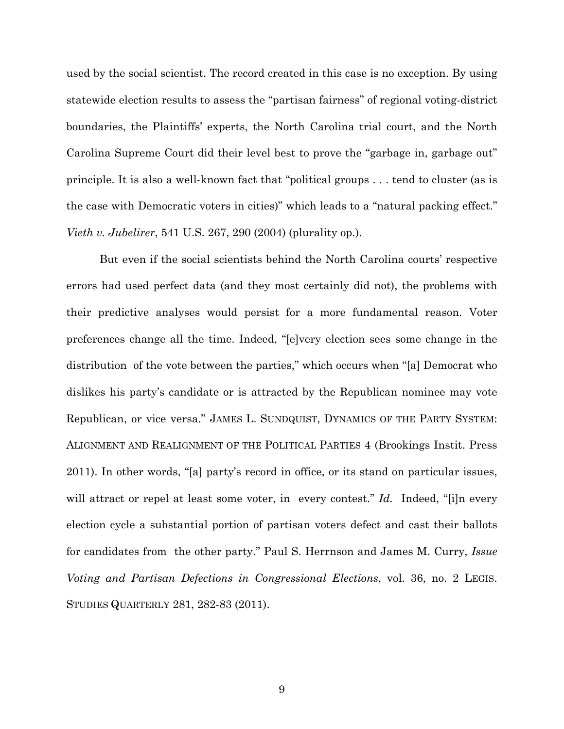used by the social scientist. The record created in this case is no exception. By using statewide election results to assess the "partisan fairness" of regional voting-district boundaries, the Plaintiffs' experts, the North Carolina trial court, and the North Carolina Supreme Court did their level best to prove the "garbage in, garbage out" principle. It is also a well-known fact that "political groups . . . tend to cluster (as is the case with Democratic voters in cities)" which leads to a "natural packing effect." *Vieth v. Jubelirer*, 541 U.S. 267, 290 (2004) (plurality op.).

But even if the social scientists behind the North Carolina courts' respective errors had used perfect data (and they most certainly did not), the problems with their predictive analyses would persist for a more fundamental reason. Voter preferences change all the time. Indeed, "[e]very election sees some change in the distribution of the vote between the parties," which occurs when "[a] Democrat who dislikes his party's candidate or is attracted by the Republican nominee may vote Republican, or vice versa." JAMES L. SUNDQUIST, DYNAMICS OF THE PARTY SYSTEM: ALIGNMENT AND REALIGNMENT OF THE POLITICAL PARTIES 4 (Brookings Instit. Press 2011). In other words, "[a] party's record in office, or its stand on particular issues, will attract or repel at least some voter, in every contest." *Id.* Indeed, "[i]n every election cycle a substantial portion of partisan voters defect and cast their ballots for candidates from the other party." Paul S. Herrnson and James M. Curry, *Issue Voting and Partisan Defections in Congressional Elections*, vol. 36, no. 2 LEGIS. STUDIES QUARTERLY 281, 282-83 (2011).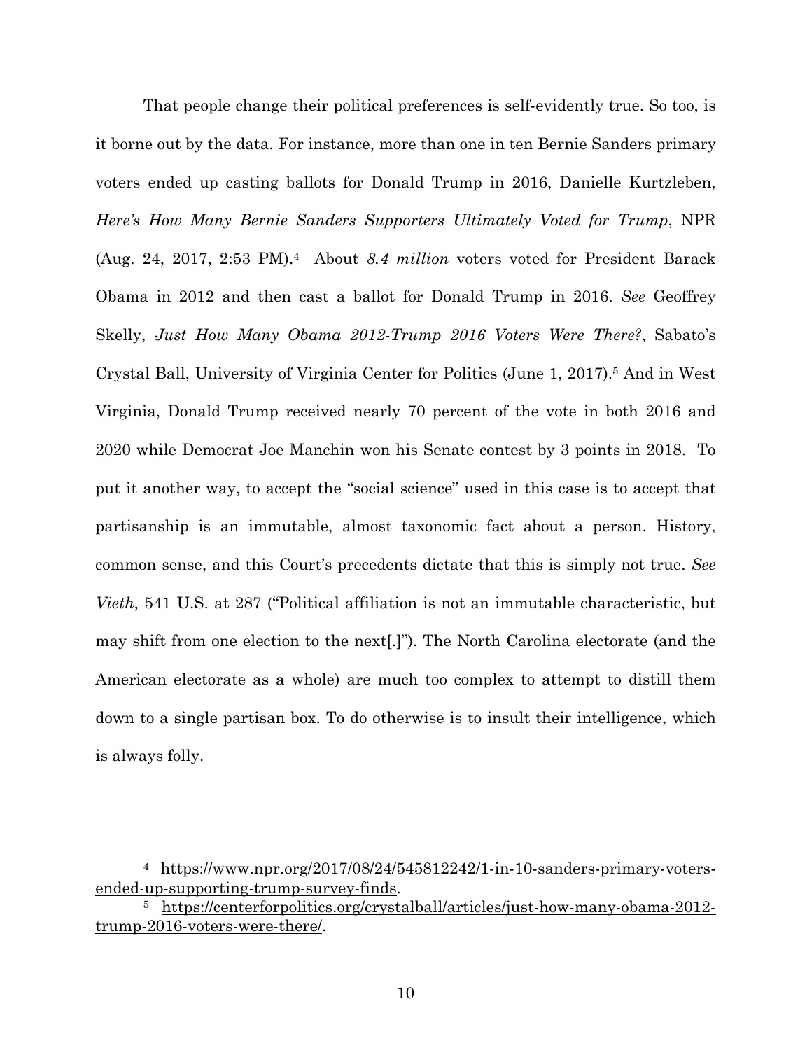That people change their political preferences is self-evidently true. So too, is it borne out by the data. For instance, more than one in ten Bernie Sanders primary voters ended up casting ballots for Donald Trump in 2016, Danielle Kurtzleben, *Here's How Many Bernie Sanders Supporters Ultimately Voted for Trump*, NPR (Aug. 24, 2017, 2:53 PM).[4] About *8.4 million* voters voted for President Barack Obama in 2012 and then cast a ballot for Donald Trump in 2016. *See* Geoffrey Skelly, *Just How Many Obama 2012-Trump 2016 Voters Were There?*, Sabato's Crystal Ball, University of Virginia Center for Politics (June 1, 2017).[5] And in West Virginia, Donald Trump received nearly 70 percent of the vote in both 2016 and 2020 while Democrat Joe Manchin won his Senate contest by 3 points in 2018. To put it another way, to accept the "social science" used in this case is to accept that partisanship is an immutable, almost taxonomic fact about a person. History, common sense, and this Court's precedents dictate that this is simply not true. *See Vieth*, 541 U.S. at 287 ("Political affiliation is not an immutable characteristic, but may shift from one election to the next[.]"). The North Carolina electorate (and the American electorate as a whole) are much too complex to attempt to distill them down to a single partisan box. To do otherwise is to insult their intelligence, which is always folly.

---

[4] https://www.npr.org/2017/08/24/545812242/1-in-10-sanders-primary-voters-ended-up-supporting-trump-survey-finds.

[5] https://centerforpolitics.org/crystalball/articles/just-how-many-obama-2012-trump-2016-voters-were-there/.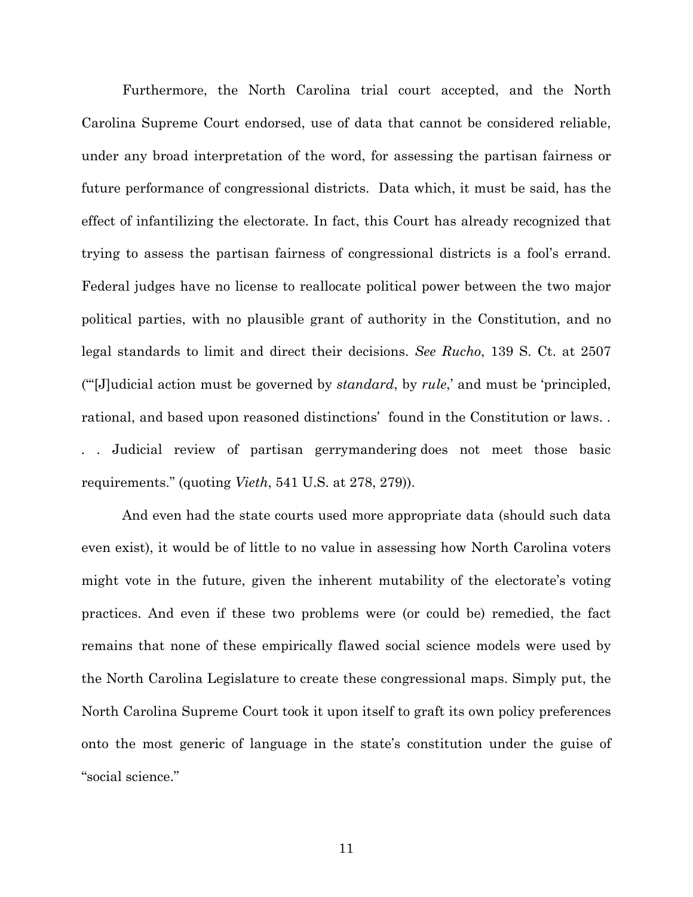Furthermore, the North Carolina trial court accepted, and the North Carolina Supreme Court endorsed, use of data that cannot be considered reliable, under any broad interpretation of the word, for assessing the partisan fairness or future performance of congressional districts. Data which, it must be said, has the effect of infantilizing the electorate. In fact, this Court has already recognized that trying to assess the partisan fairness of congressional districts is a fool's errand. Federal judges have no license to reallocate political power between the two major political parties, with no plausible grant of authority in the Constitution, and no legal standards to limit and direct their decisions. *See Rucho*, 139 S. Ct. at 2507 ("'[J]udicial action must be governed by *standard*, by *rule*,' and must be 'principled, rational, and based upon reasoned distinctions' found in the Constitution or laws. . . . Judicial review of partisan gerrymandering does not meet those basic requirements." (quoting *Vieth*, 541 U.S. at 278, 279)).

And even had the state courts used more appropriate data (should such data even exist), it would be of little to no value in assessing how North Carolina voters might vote in the future, given the inherent mutability of the electorate's voting practices. And even if these two problems were (or could be) remedied, the fact remains that none of these empirically flawed social science models were used by the North Carolina Legislature to create these congressional maps. Simply put, the North Carolina Supreme Court took it upon itself to graft its own policy preferences onto the most generic of language in the state's constitution under the guise of "social science."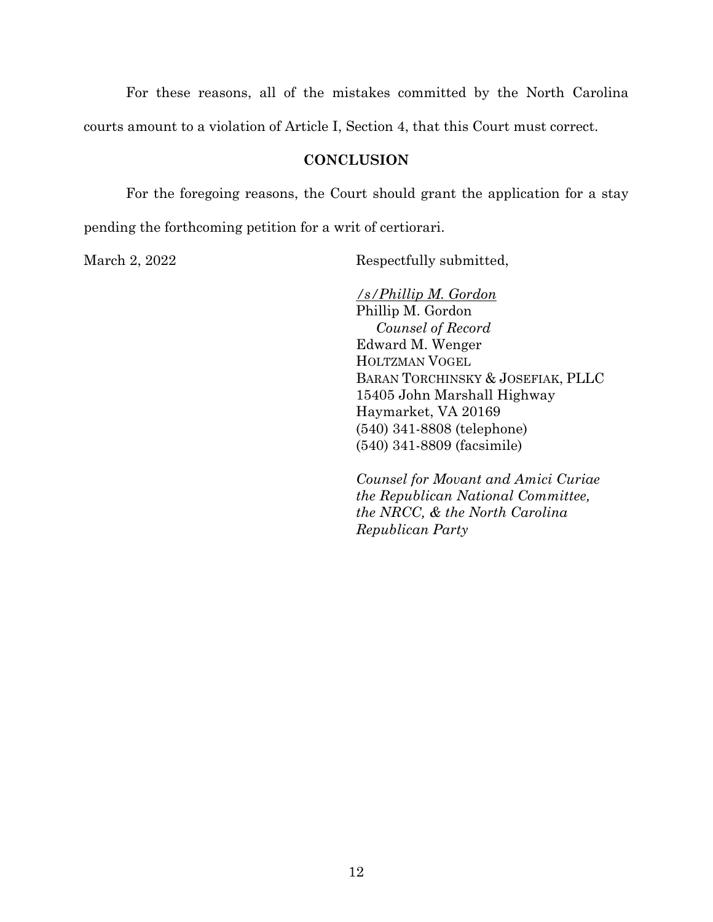For these reasons, all of the mistakes committed by the North Carolina courts amount to a violation of Article I, Section 4, that this Court must correct.

**CONCLUSION**

For the foregoing reasons, the Court should grant the application for a stay pending the forthcoming petition for a writ of certiorari.

March 2, 2022

Respectfully submitted,

*/s/Phillip M. Gordon*
Phillip M. Gordon
*Counsel of Record*
Edward M. Wenger
HOLTZMAN VOGEL
BARAN TORCHINSKY & JOSEFIAK, PLLC
15405 John Marshall Highway
Haymarket, VA 20169
(540) 341-8808 (telephone)
(540) 341-8809 (facsimile)

*Counsel for Movant and Amici Curiae the Republican National Committee, the NRCC, & the North Carolina Republican Party*